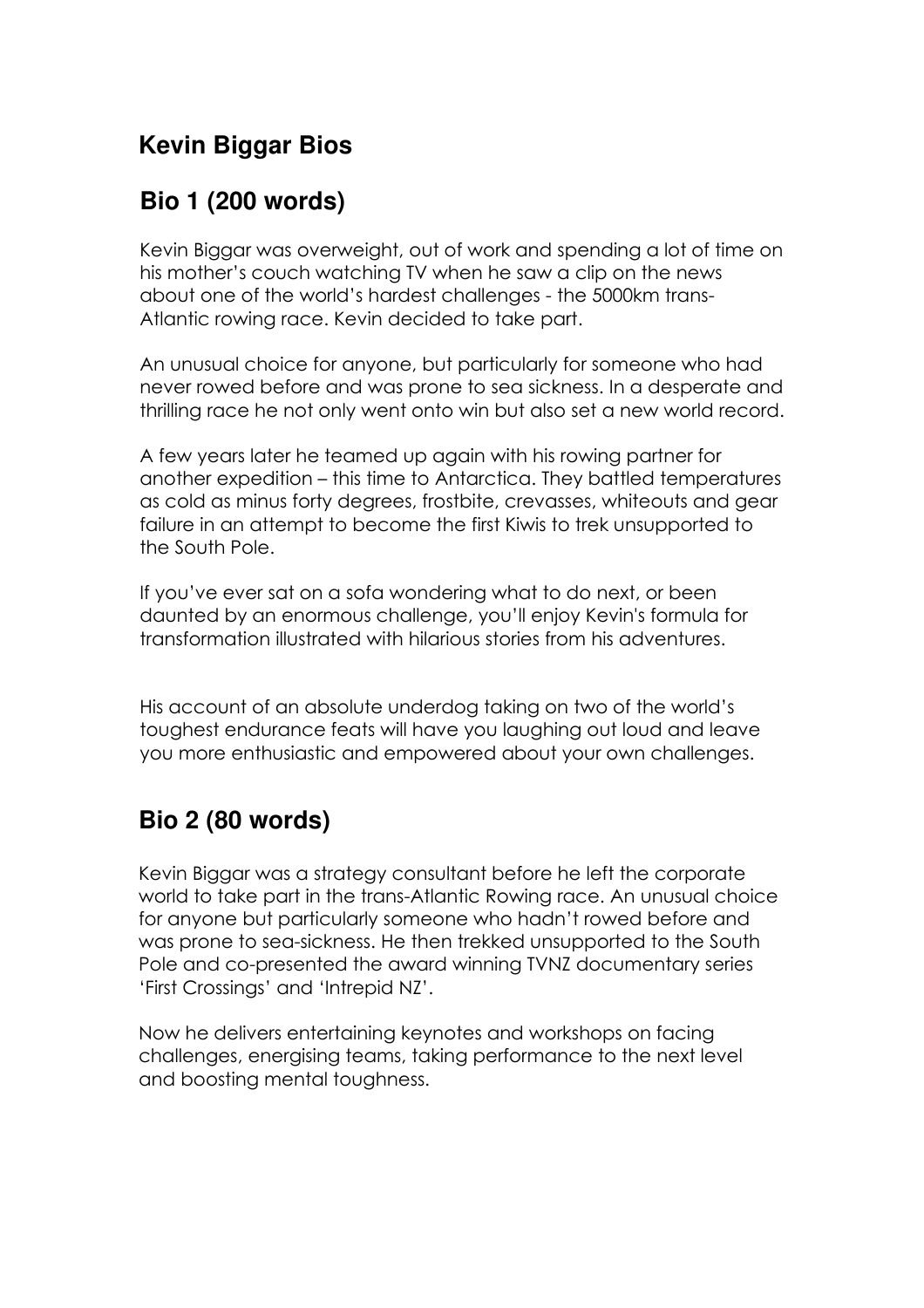# Kevin Biggar Bios

## Bio 1 (200 words)

Kevin Biggar was overweight, out of work and spending a lot of time on his mother's couch watching TV when he saw a clip on the news about one of the world's hardest challenges - the 5000km trans-Atlantic rowing race. Kevin decided to take part.

An unusual choice for anyone, but particularly for someone who had never rowed before and was prone to sea sickness. In a desperate and thrilling race he not only went onto win but also set a new world record.

A few years later he teamed up again with his rowing partner for another expedition – this time to Antarctica. They battled temperatures as cold as minus forty degrees, frostbite, crevasses, whiteouts and gear failure in an attempt to become the first Kiwis to trek unsupported to the South Pole.

If you've ever sat on a sofa wondering what to do next, or been daunted by an enormous challenge, you'll enjoy Kevin's formula for transformation illustrated with hilarious stories from his adventures.

His account of an absolute underdog taking on two of the world's toughest endurance feats will have you laughing out loud and leave you more enthusiastic and empowered about your own challenges.

## Bio 2 (80 words)

Kevin Biggar was a strategy consultant before he left the corporate world to take part in the trans-Atlantic Rowing race. An unusual choice for anyone but particularly someone who hadn't rowed before and was prone to sea-sickness. He then trekked unsupported to the South Pole and co-presented the award winning TVNZ documentary series 'First Crossings' and 'Intrepid NZ'.

Now he delivers entertaining keynotes and workshops on facing challenges, energising teams, taking performance to the next level and boosting mental toughness.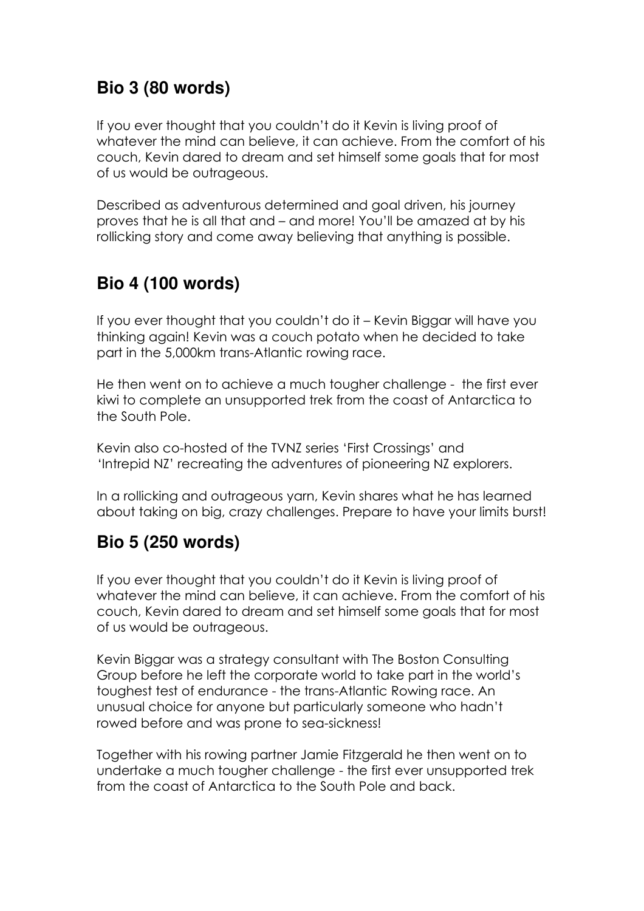## Bio 3 (80 words)

If you ever thought that you couldn't do it Kevin is living proof of whatever the mind can believe, it can achieve. From the comfort of his couch, Kevin dared to dream and set himself some goals that for most of us would be outrageous.

Described as adventurous determined and goal driven, his journey proves that he is all that and – and more! You'll be amazed at by his rollicking story and come away believing that anything is possible.

## Bio 4 (100 words)

If you ever thought that you couldn't do it – Kevin Biggar will have you thinking again! Kevin was a couch potato when he decided to take part in the 5,000km trans-Atlantic rowing race.

He then went on to achieve a much tougher challenge - the first ever kiwi to complete an unsupported trek from the coast of Antarctica to the South Pole.

Kevin also co-hosted of the TVNZ series 'First Crossings' and 'Intrepid NZ' recreating the adventures of pioneering NZ explorers.

In a rollicking and outrageous yarn, Kevin shares what he has learned about taking on big, crazy challenges. Prepare to have your limits burst!

## Bio 5 (250 words)

If you ever thought that you couldn't do it Kevin is living proof of whatever the mind can believe, it can achieve. From the comfort of his couch, Kevin dared to dream and set himself some goals that for most of us would be outrageous.

Kevin Biggar was a strategy consultant with The Boston Consulting Group before he left the corporate world to take part in the world's toughest test of endurance - the trans-Atlantic Rowing race. An unusual choice for anyone but particularly someone who hadn't rowed before and was prone to sea-sickness!

Together with his rowing partner Jamie Fitzgerald he then went on to undertake a much tougher challenge - the first ever unsupported trek from the coast of Antarctica to the South Pole and back.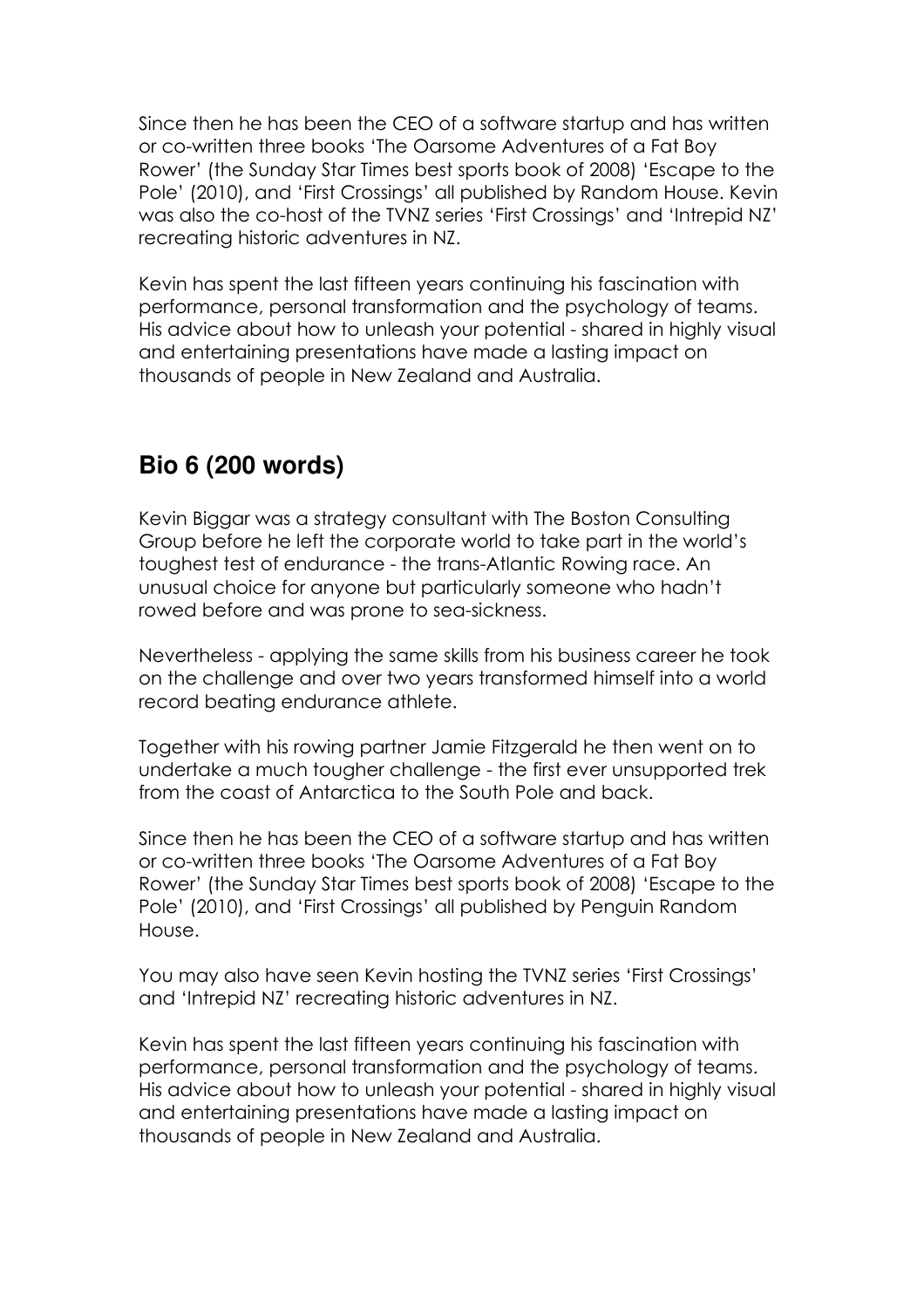Since then he has been the CEO of a software startup and has written or co-written three books 'The Oarsome Adventures of a Fat Boy Rower' (the Sunday Star Times best sports book of 2008) 'Escape to the Pole' (2010), and 'First Crossings' all published by Random House. Kevin was also the co-host of the TVNZ series 'First Crossings' and 'Intrepid NZ' recreating historic adventures in NZ.

Kevin has spent the last fifteen years continuing his fascination with performance, personal transformation and the psychology of teams. His advice about how to unleash your potential - shared in highly visual and entertaining presentations have made a lasting impact on thousands of people in New Zealand and Australia.

## Bio 6 (200 words)

Kevin Biggar was a strategy consultant with The Boston Consulting Group before he left the corporate world to take part in the world's toughest test of endurance - the trans-Atlantic Rowing race. An unusual choice for anyone but particularly someone who hadn't rowed before and was prone to sea-sickness.

Nevertheless - applying the same skills from his business career he took on the challenge and over two years transformed himself into a world record beating endurance athlete.

Together with his rowing partner Jamie Fitzgerald he then went on to undertake a much tougher challenge - the first ever unsupported trek from the coast of Antarctica to the South Pole and back.

Since then he has been the CEO of a software startup and has written or co-written three books 'The Oarsome Adventures of a Fat Boy Rower' (the Sunday Star Times best sports book of 2008) 'Escape to the Pole' (2010), and 'First Crossings' all published by Penguin Random House.

You may also have seen Kevin hosting the TVNZ series 'First Crossings' and 'Intrepid NZ' recreating historic adventures in NZ.

Kevin has spent the last fifteen years continuing his fascination with performance, personal transformation and the psychology of teams. His advice about how to unleash your potential - shared in highly visual and entertaining presentations have made a lasting impact on thousands of people in New Zealand and Australia.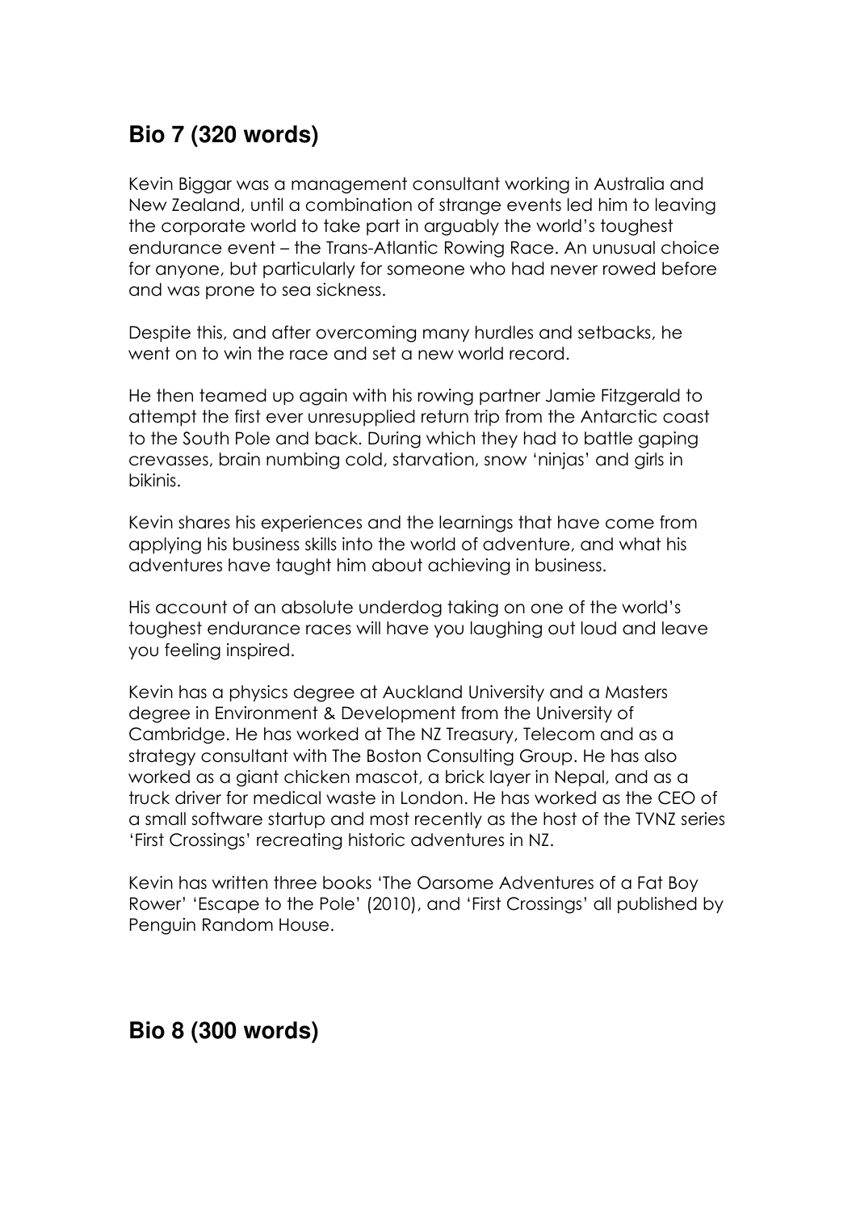## Bio 7 (320 words)

Kevin Biggar was a management consultant working in Australia and New Zealand, until a combination of strange events led him to leaving the corporate world to take part in arguably the world's toughest endurance event – the Trans-Atlantic Rowing Race. An unusual choice for anyone, but particularly for someone who had never rowed before and was prone to sea sickness.

Despite this, and after overcoming many hurdles and setbacks, he went on to win the race and set a new world record.

He then teamed up again with his rowing partner Jamie Fitzgerald to attempt the first ever unresupplied return trip from the Antarctic coast to the South Pole and back. During which they had to battle gaping crevasses, brain numbing cold, starvation, snow 'ninjas' and girls in bikinis.

Kevin shares his experiences and the learnings that have come from applying his business skills into the world of adventure, and what his adventures have taught him about achieving in business.

His account of an absolute underdog taking on one of the world's toughest endurance races will have you laughing out loud and leave you feeling inspired.

Kevin has a physics degree at Auckland University and a Masters degree in Environment & Development from the University of Cambridge. He has worked at The NZ Treasury, Telecom and as a strategy consultant with The Boston Consulting Group. He has also worked as a giant chicken mascot, a brick layer in Nepal, and as a truck driver for medical waste in London. He has worked as the CEO of a small software startup and most recently as the host of the TVNZ series 'First Crossings' recreating historic adventures in NZ.

Kevin has written three books 'The Oarsome Adventures of a Fat Boy Rower' 'Escape to the Pole' (2010), and 'First Crossings' all published by Penguin Random House.

## Bio 8 (300 words)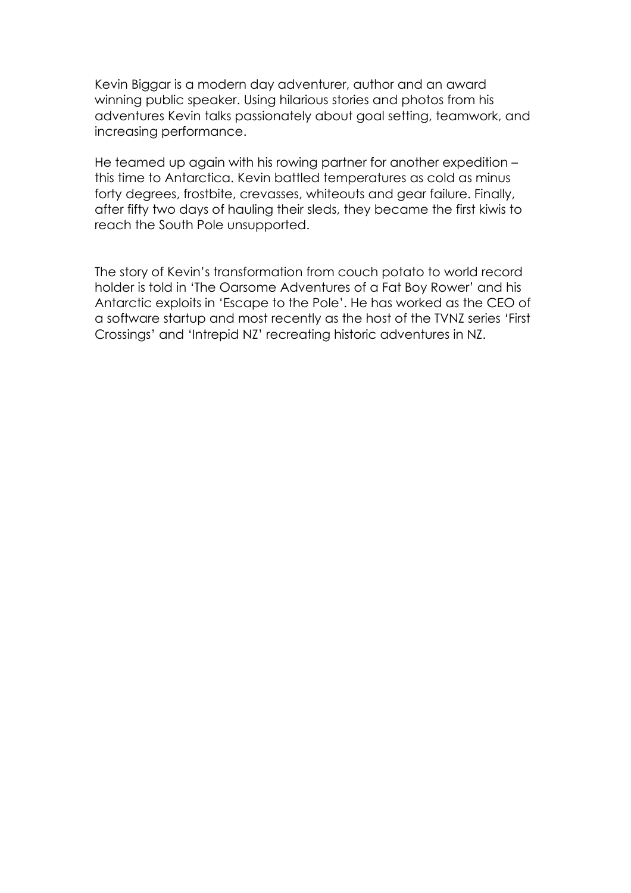Kevin Biggar is a modern day adventurer, author and an award winning public speaker. Using hilarious stories and photos from his adventures Kevin talks passionately about goal setting, teamwork, and increasing performance.

He teamed up again with his rowing partner for another expedition – this time to Antarctica. Kevin battled temperatures as cold as minus forty degrees, frostbite, crevasses, whiteouts and gear failure. Finally, after fifty two days of hauling their sleds, they became the first kiwis to reach the South Pole unsupported.

The story of Kevin's transformation from couch potato to world record holder is told in 'The Oarsome Adventures of a Fat Boy Rower' and his Antarctic exploits in 'Escape to the Pole'. He has worked as the CEO of a software startup and most recently as the host of the TVNZ series 'First Crossings' and 'Intrepid NZ' recreating historic adventures in NZ.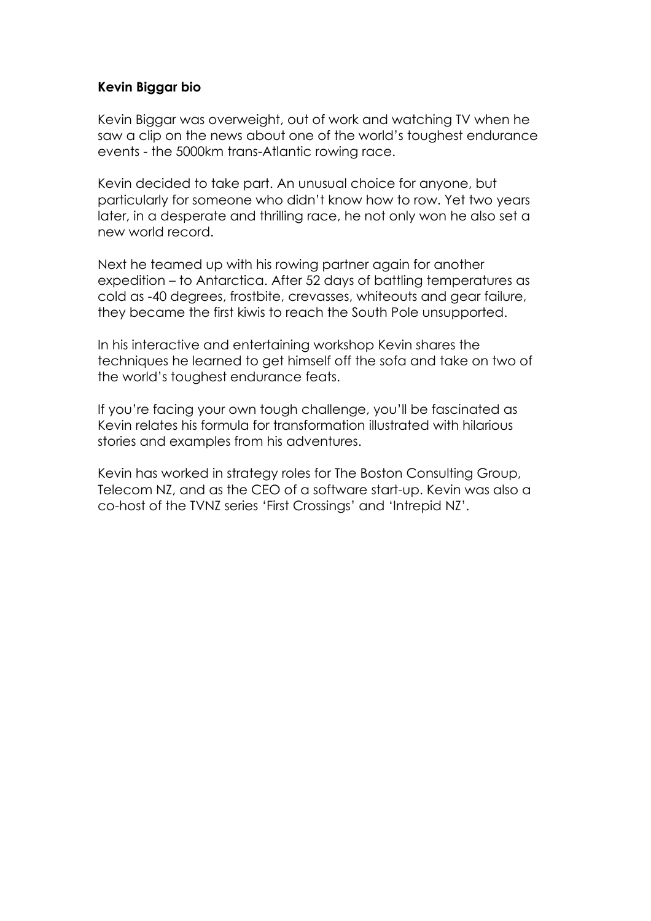**Kevin Biggar bio**

Kevin Biggar was overweight, out of work and watching TV when he saw a clip on the news about one of the world's toughest endurance events - the 5000km trans-Atlantic rowing race.

Kevin decided to take part. An unusual choice for anyone, but particularly for someone who didn't know how to row. Yet two years later, in a desperate and thrilling race, he not only won he also set a new world record.

Next he teamed up with his rowing partner again for another expedition – to Antarctica. After 52 days of battling temperatures as cold as -40 degrees, frostbite, crevasses, whiteouts and gear failure, they became the first kiwis to reach the South Pole unsupported.

In his interactive and entertaining workshop Kevin shares the techniques he learned to get himself off the sofa and take on two of the world's toughest endurance feats.

If you're facing your own tough challenge, you'll be fascinated as Kevin relates his formula for transformation illustrated with hilarious stories and examples from his adventures.

Kevin has worked in strategy roles for The Boston Consulting Group, Telecom NZ, and as the CEO of a software start-up. Kevin was also a co-host of the TVNZ series 'First Crossings' and 'Intrepid NZ'.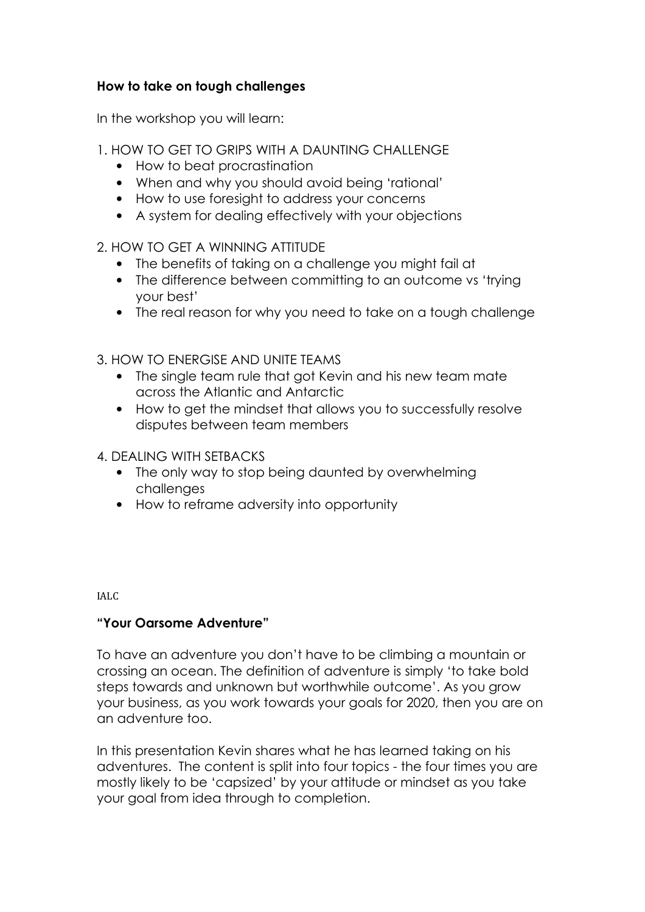**How to take on tough challenges**

In the workshop you will learn:

1. HOW TO GET TO GRIPS WITH A DAUNTING CHALLENGE
    - How to beat procrastination
    - When and why you should avoid being 'rational'
    - How to use foresight to address your concerns
    - A system for dealing effectively with your objections

2. HOW TO GET A WINNING ATTITUDE
    - The benefits of taking on a challenge you might fail at
    - The difference between committing to an outcome vs 'trying your best'
    - The real reason for why you need to take on a tough challenge

3. HOW TO ENERGISE AND UNITE TEAMS
    - The single team rule that got Kevin and his new team mate across the Atlantic and Antarctic
    - How to get the mindset that allows you to successfully resolve disputes between team members

4. DEALING WITH SETBACKS
    - The only way to stop being daunted by overwhelming challenges
    - How to reframe adversity into opportunity

IALC

**"Your Oarsome Adventure"**

To have an adventure you don't have to be climbing a mountain or crossing an ocean. The definition of adventure is simply 'to take bold steps towards and unknown but worthwhile outcome'. As you grow your business, as you work towards your goals for 2020, then you are on an adventure too.

In this presentation Kevin shares what he has learned taking on his adventures. The content is split into four topics - the four times you are mostly likely to be 'capsized' by your attitude or mindset as you take your goal from idea through to completion.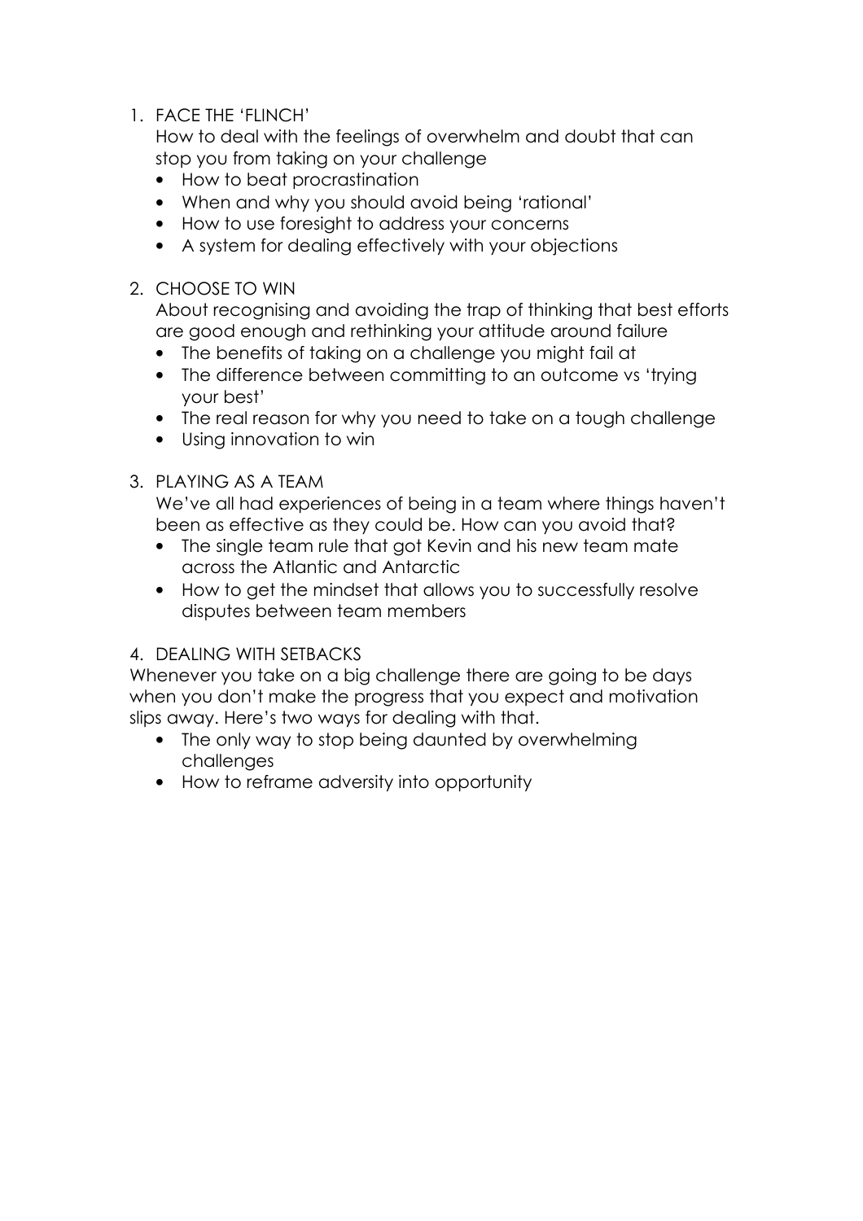1. FACE THE 'FLINCH'

   How to deal with the feelings of overwhelm and doubt that can stop you from taking on your challenge

   - How to beat procrastination
   - When and why you should avoid being 'rational'
   - How to use foresight to address your concerns
   - A system for dealing effectively with your objections

2. CHOOSE TO WIN

   About recognising and avoiding the trap of thinking that best efforts are good enough and rethinking your attitude around failure

   - The benefits of taking on a challenge you might fail at
   - The difference between committing to an outcome vs 'trying your best'
   - The real reason for why you need to take on a tough challenge
   - Using innovation to win

3. PLAYING AS A TEAM

   We've all had experiences of being in a team where things haven't been as effective as they could be. How can you avoid that?

   - The single team rule that got Kevin and his new team mate across the Atlantic and Antarctic
   - How to get the mindset that allows you to successfully resolve disputes between team members

4. DEALING WITH SETBACKS

Whenever you take on a big challenge there are going to be days when you don't make the progress that you expect and motivation slips away. Here's two ways for dealing with that.

- The only way to stop being daunted by overwhelming challenges
- How to reframe adversity into opportunity